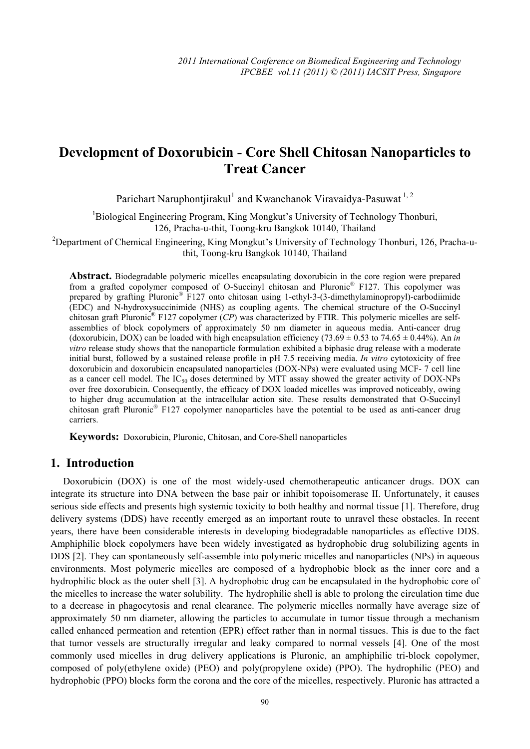# Development of Doxorubicin - Core Shell Chitosan Nanoparticles to Treat Cancer

Parichart Naruphontjirakul[1] and Kwanchanok Viravaidya-Pasuwat [1, 2]

[1]Biological Engineering Program, King Mongkut's University of Technology Thonburi, 126, Pracha-u-thit, Toong-kru Bangkok 10140, Thailand

[2]Department of Chemical Engineering, King Mongkut's University of Technology Thonburi, 126, Pracha-u-thit, Toong-kru Bangkok 10140, Thailand

**Abstract.** Biodegradable polymeric micelles encapsulating doxorubicin in the core region were prepared from a grafted copolymer composed of O-Succinyl chitosan and Pluronic® F127. This copolymer was prepared by grafting Pluronic® F127 onto chitosan using 1-ethyl-3-(3-dimethylaminopropyl)-carbodiimide (EDC) and N-hydroxysuccinimide (NHS) as coupling agents. The chemical structure of the O-Succinyl chitosan graft Pluronic® F127 copolymer (*CP*) was characterized by FTIR. This polymeric micelles are self-assemblies of block copolymers of approximately 50 nm diameter in aqueous media. Anti-cancer drug (doxorubicin, DOX) can be loaded with high encapsulation efficiency ($73.69 \pm 0.53$ to $74.65 \pm 0.44$%). An *in vitro* release study shows that the nanoparticle formulation exhibited a biphasic drug release with a moderate initial burst, followed by a sustained release profile in pH 7.5 receiving media. *In vitro* cytotoxicity of free doxorubicin and doxorubicin encapsulated nanoparticles (DOX-NPs) were evaluated using MCF- 7 cell line as a cancer cell model. The $IC_{50}$ doses determined by MTT assay showed the greater activity of DOX-NPs over free doxorubicin. Consequently, the efficacy of DOX loaded micelles was improved noticeably, owing to higher drug accumulation at the intracellular action site. These results demonstrated that O-Succinyl chitosan graft Pluronic® F127 copolymer nanoparticles have the potential to be used as anti-cancer drug carriers.

**Keywords:** Doxorubicin, Pluronic, Chitosan, and Core-Shell nanoparticles

## 1. Introduction

Doxorubicin (DOX) is one of the most widely-used chemotherapeutic anticancer drugs. DOX can integrate its structure into DNA between the base pair or inhibit topoisomerase II. Unfortunately, it causes serious side effects and presents high systemic toxicity to both healthy and normal tissue [1]. Therefore, drug delivery systems (DDS) have recently emerged as an important route to unravel these obstacles. In recent years, there have been considerable interests in developing biodegradable nanoparticles as effective DDS. Amphiphilic block copolymers have been widely investigated as hydrophobic drug solubilizing agents in DDS [2]. They can spontaneously self-assemble into polymeric micelles and nanoparticles (NPs) in aqueous environments. Most polymeric micelles are composed of a hydrophobic block as the inner core and a hydrophilic block as the outer shell [3]. A hydrophobic drug can be encapsulated in the hydrophobic core of the micelles to increase the water solubility. The hydrophilic shell is able to prolong the circulation time due to a decrease in phagocytosis and renal clearance. The polymeric micelles normally have average size of approximately 50 nm diameter, allowing the particles to accumulate in tumor tissue through a mechanism called enhanced permeation and retention (EPR) effect rather than in normal tissues. This is due to the fact that tumor vessels are structurally irregular and leaky compared to normal vessels [4]. One of the most commonly used micelles in drug delivery applications is Pluronic, an amphiphilic tri-block copolymer, composed of poly(ethylene oxide) (PEO) and poly(propylene oxide) (PPO). The hydrophilic (PEO) and hydrophobic (PPO) blocks form the corona and the core of the micelles, respectively. Pluronic has attracted a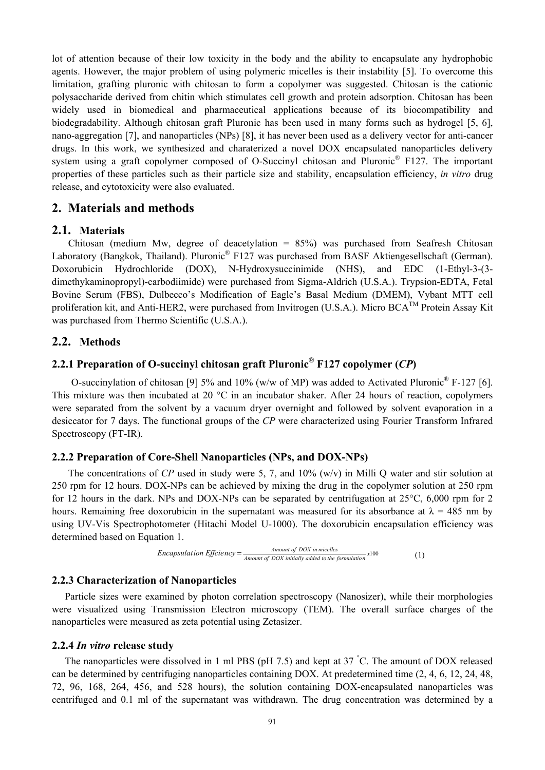lot of attention because of their low toxicity in the body and the ability to encapsulate any hydrophobic agents. However, the major problem of using polymeric micelles is their instability [5]. To overcome this limitation, grafting pluronic with chitosan to form a copolymer was suggested. Chitosan is the cationic polysaccharide derived from chitin which stimulates cell growth and protein adsorption. Chitosan has been widely used in biomedical and pharmaceutical applications because of its biocompatibility and biodegradability. Although chitosan graft Pluronic has been used in many forms such as hydrogel [5, 6], nano-aggregation [7], and nanoparticles (NPs) [8], it has never been used as a delivery vector for anti-cancer drugs. In this work, we synthesized and charaterized a novel DOX encapsulated nanoparticles delivery system using a graft copolymer composed of O-Succinyl chitosan and Pluronic® F127. The important properties of these particles such as their particle size and stability, encapsulation efficiency, *in vitro* drug release, and cytotoxicity were also evaluated.

## 2. Materials and methods

### 2.1. Materials

Chitosan (medium Mw, degree of deacetylation = 85%) was purchased from Seafresh Chitosan Laboratory (Bangkok, Thailand). Pluronic® F127 was purchased from BASF Aktiengesellschaft (German). Doxorubicin Hydrochloride (DOX), N-Hydroxysuccinimide (NHS), and EDC (1-Ethyl-3-(3-dimethykaminopropyl)-carbodiimide) were purchased from Sigma-Aldrich (U.S.A.). Trypsion-EDTA, Fetal Bovine Serum (FBS), Dulbecco's Modification of Eagle's Basal Medium (DMEM), Vybant MTT cell proliferation kit, and Anti-HER2, were purchased from Invitrogen (U.S.A.). Micro BCA™ Protein Assay Kit was purchased from Thermo Scientific (U.S.A.).

### 2.2. Methods

#### 2.2.1 Preparation of O-succinyl chitosan graft Pluronic® F127 copolymer (*CP*)

O-succinylation of chitosan [9] 5% and 10% (w/w of MP) was added to Activated Pluronic® F-127 [6]. This mixture was then incubated at 20 °C in an incubator shaker. After 24 hours of reaction, copolymers were separated from the solvent by a vacuum dryer overnight and followed by solvent evaporation in a desiccator for 7 days. The functional groups of the *CP* were characterized using Fourier Transform Infrared Spectroscopy (FT-IR).

#### 2.2.2 Preparation of Core-Shell Nanoparticles (NPs, and DOX-NPs)

The concentrations of *CP* used in study were 5, 7, and 10% (w/v) in Milli Q water and stir solution at 250 rpm for 12 hours. DOX-NPs can be achieved by mixing the drug in the copolymer solution at 250 rpm for 12 hours in the dark. NPs and DOX-NPs can be separated by centrifugation at 25°C, 6,000 rpm for 2 hours. Remaining free doxorubicin in the supernatant was measured for its absorbance at λ = 485 nm by using UV-Vis Spectrophotometer (Hitachi Model U-1000). The doxorubicin encapsulation efficiency was determined based on Equation 1.

$$Encapsulation\ Effciency = \frac{Amount\ of\ DOX\ in\ micelles}{Amount\ of\ DOX\ initially\ added\ to\ the\ formulation} x100 \quad (1)$$

#### 2.2.3 Characterization of Nanoparticles

Particle sizes were examined by photon correlation spectroscopy (Nanosizer), while their morphologies were visualized using Transmission Electron microscopy (TEM). The overall surface charges of the nanoparticles were measured as zeta potential using Zetasizer.

#### 2.2.4 *In vitro* release study

The nanoparticles were dissolved in 1 ml PBS (pH 7.5) and kept at 37 °C. The amount of DOX released can be determined by centrifuging nanoparticles containing DOX. At predetermined time (2, 4, 6, 12, 24, 48, 72, 96, 168, 264, 456, and 528 hours), the solution containing DOX-encapsulated nanoparticles was centrifuged and 0.1 ml of the supernatant was withdrawn. The drug concentration was determined by a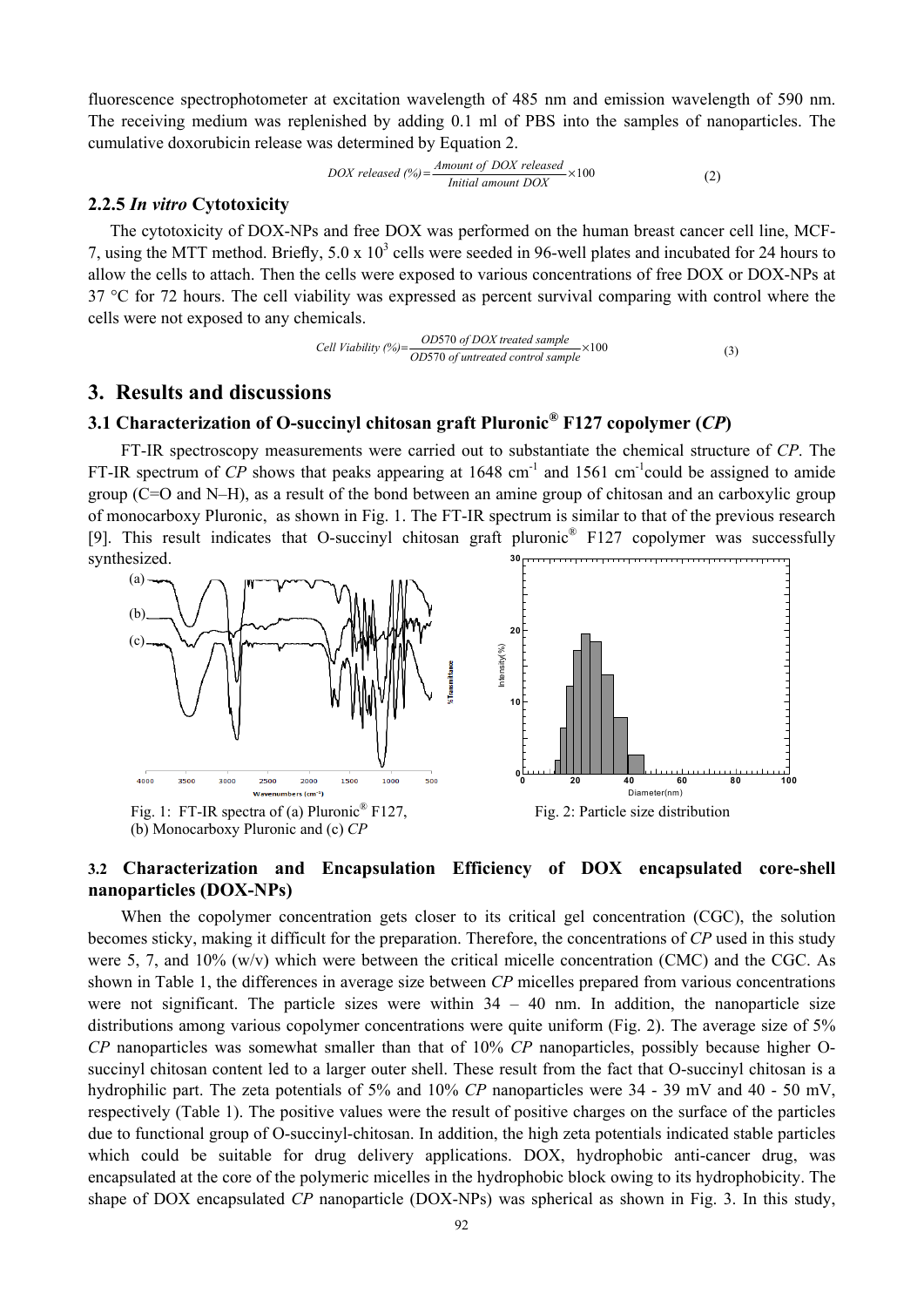fluorescence spectrophotometer at excitation wavelength of 485 nm and emission wavelength of 590 nm. The receiving medium was replenished by adding 0.1 ml of PBS into the samples of nanoparticles. The cumulative doxorubicin release was determined by Equation 2.

$$DOX\ released\ (\%) = \frac{Amount\ of\ DOX\ released}{Initial\ amount\ DOX} \times 100 \qquad (2)$$

### 2.2.5 *In vitro* Cytotoxicity

The cytotoxicity of DOX-NPs and free DOX was performed on the human breast cancer cell line, MCF-7, using the MTT method. Briefly, $5.0 \times 10^3$ cells were seeded in 96-well plates and incubated for 24 hours to allow the cells to attach. Then the cells were exposed to various concentrations of free DOX or DOX-NPs at 37 °C for 72 hours. The cell viability was expressed as percent survival comparing with control where the cells were not exposed to any chemicals.

$$Cell\ Viability\ (\%) = \frac{OD570\ of\ DOX\ treated\ sample}{OD570\ of\ untreated\ control\ sample} \times 100 \qquad (3)$$

## 3. Results and discussions

### 3.1 Characterization of O-succinyl chitosan graft Pluronic® F127 copolymer (*CP*)

FT-IR spectroscopy measurements were carried out to substantiate the chemical structure of *CP*. The FT-IR spectrum of *CP* shows that peaks appearing at 1648 $cm^{-1}$ and 1561 $cm^{-1}$could be assigned to amide group (C=O and N–H), as a result of the bond between an amine group of chitosan and an carboxylic group of monocarboxy Pluronic, as shown in Fig. 1. The FT-IR spectrum is similar to that of the previous research [9]. This result indicates that O-succinyl chitosan graft pluronic® F127 copolymer was successfully synthesized.

Fig. 1: FT-IR spectra of (a) Pluronic® F127, (b) Monocarboxy Pluronic and (c) *CP*

Fig. 2: Particle size distribution

### 3.2 Characterization and Encapsulation Efficiency of DOX encapsulated core-shell nanoparticles (DOX-NPs)

When the copolymer concentration gets closer to its critical gel concentration (CGC), the solution becomes sticky, making it difficult for the preparation. Therefore, the concentrations of *CP* used in this study were 5, 7, and 10% (w/v) which were between the critical micelle concentration (CMC) and the CGC. As shown in Table 1, the differences in average size between *CP* micelles prepared from various concentrations were not significant. The particle sizes were within 34 – 40 nm. In addition, the nanoparticle size distributions among various copolymer concentrations were quite uniform (Fig. 2). The average size of 5% *CP* nanoparticles was somewhat smaller than that of 10% *CP* nanoparticles, possibly because higher O-succinyl chitosan content led to a larger outer shell. These result from the fact that O-succinyl chitosan is a hydrophilic part. The zeta potentials of 5% and 10% *CP* nanoparticles were 34 - 39 mV and 40 - 50 mV, respectively (Table 1). The positive values were the result of positive charges on the surface of the particles due to functional group of O-succinyl-chitosan. In addition, the high zeta potentials indicated stable particles which could be suitable for drug delivery applications. DOX, hydrophobic anti-cancer drug, was encapsulated at the core of the polymeric micelles in the hydrophobic block owing to its hydrophobicity. The shape of DOX encapsulated *CP* nanoparticle (DOX-NPs) was spherical as shown in Fig. 3. In this study,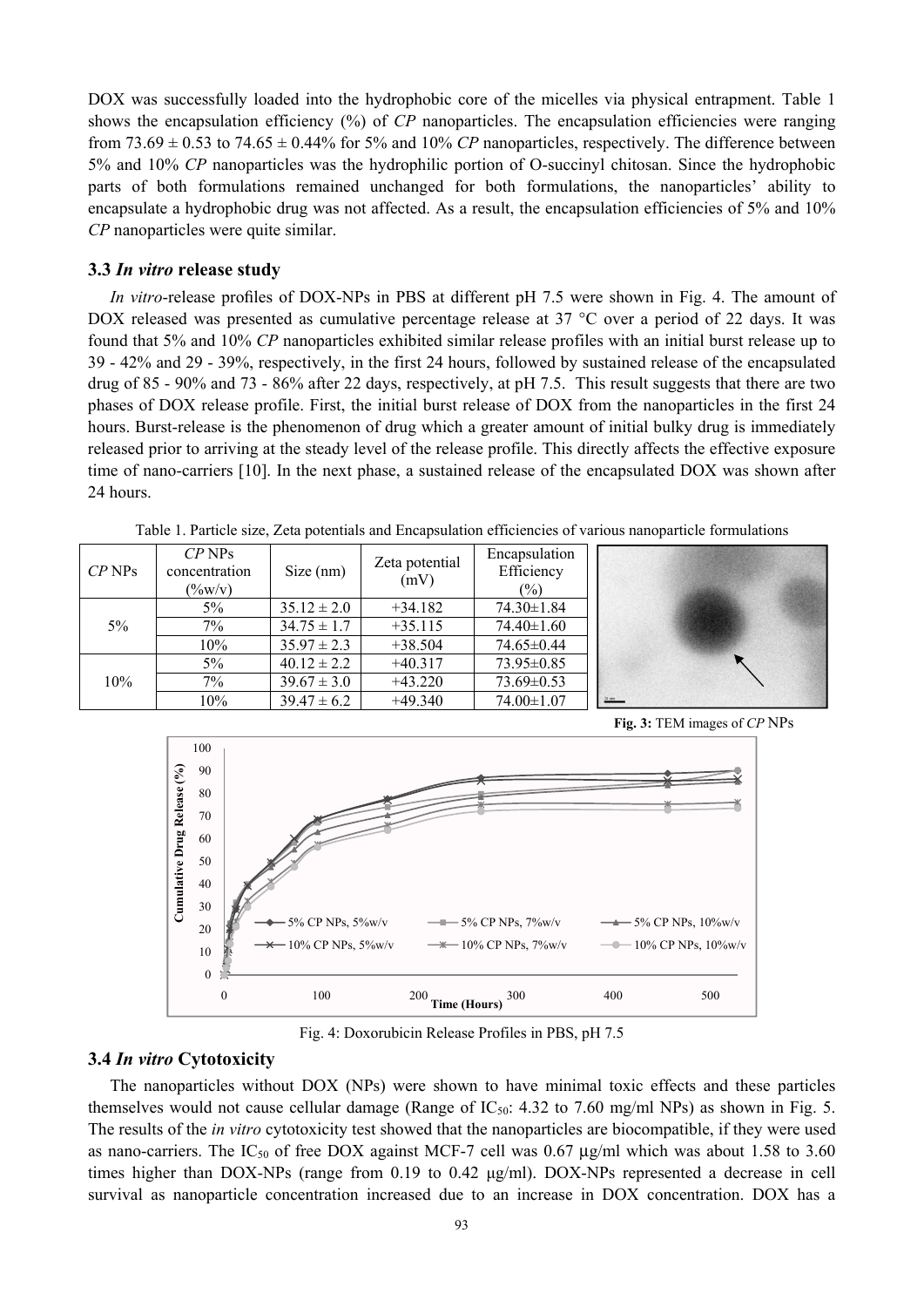DOX was successfully loaded into the hydrophobic core of the micelles via physical entrapment. Table 1 shows the encapsulation efficiency (%) of *CP* nanoparticles. The encapsulation efficiencies were ranging from 73.69 ± 0.53 to 74.65 ± 0.44% for 5% and 10% *CP* nanoparticles, respectively. The difference between 5% and 10% *CP* nanoparticles was the hydrophilic portion of O-succinyl chitosan. Since the hydrophobic parts of both formulations remained unchanged for both formulations, the nanoparticles' ability to encapsulate a hydrophobic drug was not affected. As a result, the encapsulation efficiencies of 5% and 10% *CP* nanoparticles were quite similar.

### 3.3 *In vitro* release study

*In vitro*-release profiles of DOX-NPs in PBS at different pH 7.5 were shown in Fig. 4. The amount of DOX released was presented as cumulative percentage release at 37 °C over a period of 22 days. It was found that 5% and 10% *CP* nanoparticles exhibited similar release profiles with an initial burst release up to 39 - 42% and 29 - 39%, respectively, in the first 24 hours, followed by sustained release of the encapsulated drug of 85 - 90% and 73 - 86% after 22 days, respectively, at pH 7.5. This result suggests that there are two phases of DOX release profile. First, the initial burst release of DOX from the nanoparticles in the first 24 hours. Burst-release is the phenomenon of drug which a greater amount of initial bulky drug is immediately released prior to arriving at the steady level of the release profile. This directly affects the effective exposure time of nano-carriers [10]. In the next phase, a sustained release of the encapsulated DOX was shown after 24 hours.

Table 1. Particle size, Zeta potentials and Encapsulation efficiencies of various nanoparticle formulations

| *CP* NPs | *CP* NPs concentration (%w/v) | Size (nm) | Zeta potential (mV) | Encapsulation Efficiency (%) |
|---|---|---|---|---|
| 5% | 5% | 35.12 ± 2.0 | +34.182 | 74.30±1.84 |
| | 7% | 34.75 ± 1.7 | +35.115 | 74.40±1.60 |
| | 10% | 35.97 ± 2.3 | +38.504 | 74.65±0.44 |
| 10% | 5% | 40.12 ± 2.2 | +40.317 | 73.95±0.85 |
| | 7% | 39.67 ± 3.0 | +43.220 | 73.69±0.53 |
| | 10% | 39.47 ± 6.2 | +49.340 | 74.00±1.07 |

**Fig. 3:** TEM images of *CP* NPs

Fig. 4: Doxorubicin Release Profiles in PBS, pH 7.5

### 3.4 *In vitro* Cytotoxicity

The nanoparticles without DOX (NPs) were shown to have minimal toxic effects and these particles themselves would not cause cellular damage (Range of $IC_{50}$: 4.32 to 7.60 mg/ml NPs) as shown in Fig. 5. The results of the *in vitro* cytotoxicity test showed that the nanoparticles are biocompatible, if they were used as nano-carriers. The $IC_{50}$ of free DOX against MCF-7 cell was 0.67 μg/ml which was about 1.58 to 3.60 times higher than DOX-NPs (range from 0.19 to 0.42 μg/ml). DOX-NPs represented a decrease in cell survival as nanoparticle concentration increased due to an increase in DOX concentration. DOX has a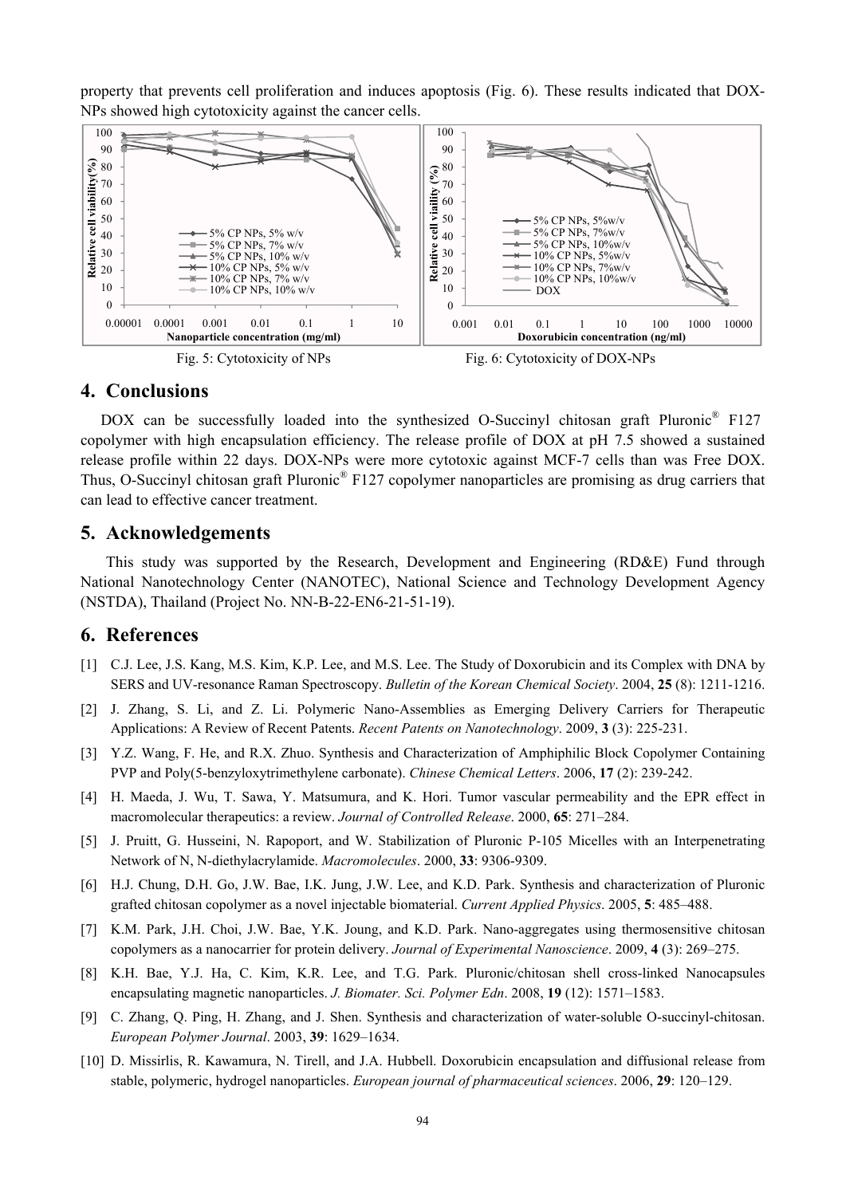property that prevents cell proliferation and induces apoptosis (Fig. 6). These results indicated that DOX-NPs showed high cytotoxicity against the cancer cells.

Relative cell viability(%)
100
90
80
70
60
50
40
30
20
10
0
0.00001 0.0001 0.001 0.01 0.1 1 10
Nanoparticle concentration (mg/ml)
5% CP NPs, 5% w/v
5% CP NPs, 7% w/v
5% CP NPs, 10% w/v
10% CP NPs, 5% w/v
10% CP NPs, 7% w/v
10% CP NPs, 10% w/v

Fig. 5: Cytotoxicity of NPs

Relative cell viability (%)
100
90
80
70
60
50
40
30
20
10
0
0.001 0.01 0.1 1 10 100 1000 10000
Doxorubicin concentration (ng/ml)
5% CP NPs, 5%w/v
5% CP NPs, 7%w/v
5% CP NPs, 10%w/v
10% CP NPs, 5%w/v
10% CP NPs, 7%w/v
10% CP NPs, 10%w/v
DOX

Fig. 6: Cytotoxicity of DOX-NPs

## 4. Conclusions

DOX can be successfully loaded into the synthesized O-Succinyl chitosan graft Pluronic® F127 copolymer with high encapsulation efficiency. The release profile of DOX at pH 7.5 showed a sustained release profile within 22 days. DOX-NPs were more cytotoxic against MCF-7 cells than was Free DOX. Thus, O-Succinyl chitosan graft Pluronic® F127 copolymer nanoparticles are promising as drug carriers that can lead to effective cancer treatment.

## 5. Acknowledgements

This study was supported by the Research, Development and Engineering (RD&E) Fund through National Nanotechnology Center (NANOTEC), National Science and Technology Development Agency (NSTDA), Thailand (Project No. NN-B-22-EN6-21-51-19).

## 6. References

[1] C.J. Lee, J.S. Kang, M.S. Kim, K.P. Lee, and M.S. Lee. The Study of Doxorubicin and its Complex with DNA by SERS and UV-resonance Raman Spectroscopy. *Bulletin of the Korean Chemical Society*. 2004, **25** (8): 1211-1216.

[2] J. Zhang, S. Li, and Z. Li. Polymeric Nano-Assemblies as Emerging Delivery Carriers for Therapeutic Applications: A Review of Recent Patents. *Recent Patents on Nanotechnology*. 2009, **3** (3): 225-231.

[3] Y.Z. Wang, F. He, and R.X. Zhuo. Synthesis and Characterization of Amphiphilic Block Copolymer Containing PVP and Poly(5-benzyloxytrimethylene carbonate). *Chinese Chemical Letters*. 2006, **17** (2): 239-242.

[4] H. Maeda, J. Wu, T. Sawa, Y. Matsumura, and K. Hori. Tumor vascular permeability and the EPR effect in macromolecular therapeutics: a review. *Journal of Controlled Release*. 2000, **65**: 271–284.

[5] J. Pruitt, G. Husseini, N. Rapoport, and W. Stabilization of Pluronic P-105 Micelles with an Interpenetrating Network of N, N-diethylacrylamide. *Macromolecules*. 2000, **33**: 9306-9309.

[6] H.J. Chung, D.H. Go, J.W. Bae, I.K. Jung, J.W. Lee, and K.D. Park. Synthesis and characterization of Pluronic grafted chitosan copolymer as a novel injectable biomaterial. *Current Applied Physics*. 2005, **5**: 485–488.

[7] K.M. Park, J.H. Choi, J.W. Bae, Y.K. Joung, and K.D. Park. Nano-aggregates using thermosensitive chitosan copolymers as a nanocarrier for protein delivery. *Journal of Experimental Nanoscience*. 2009, **4** (3): 269–275.

[8] K.H. Bae, Y.J. Ha, C. Kim, K.R. Lee, and T.G. Park. Pluronic/chitosan shell cross-linked Nanocapsules encapsulating magnetic nanoparticles. *J. Biomater. Sci. Polymer Edn*. 2008, **19** (12): 1571–1583.

[9] C. Zhang, Q. Ping, H. Zhang, and J. Shen. Synthesis and characterization of water-soluble O-succinyl-chitosan. *European Polymer Journal*. 2003, **39**: 1629–1634.

[10] D. Missirlis, R. Kawamura, N. Tirell, and J.A. Hubbell. Doxorubicin encapsulation and diffusional release from stable, polymeric, hydrogel nanoparticles. *European journal of pharmaceutical sciences*. 2006, **29**: 120–129.